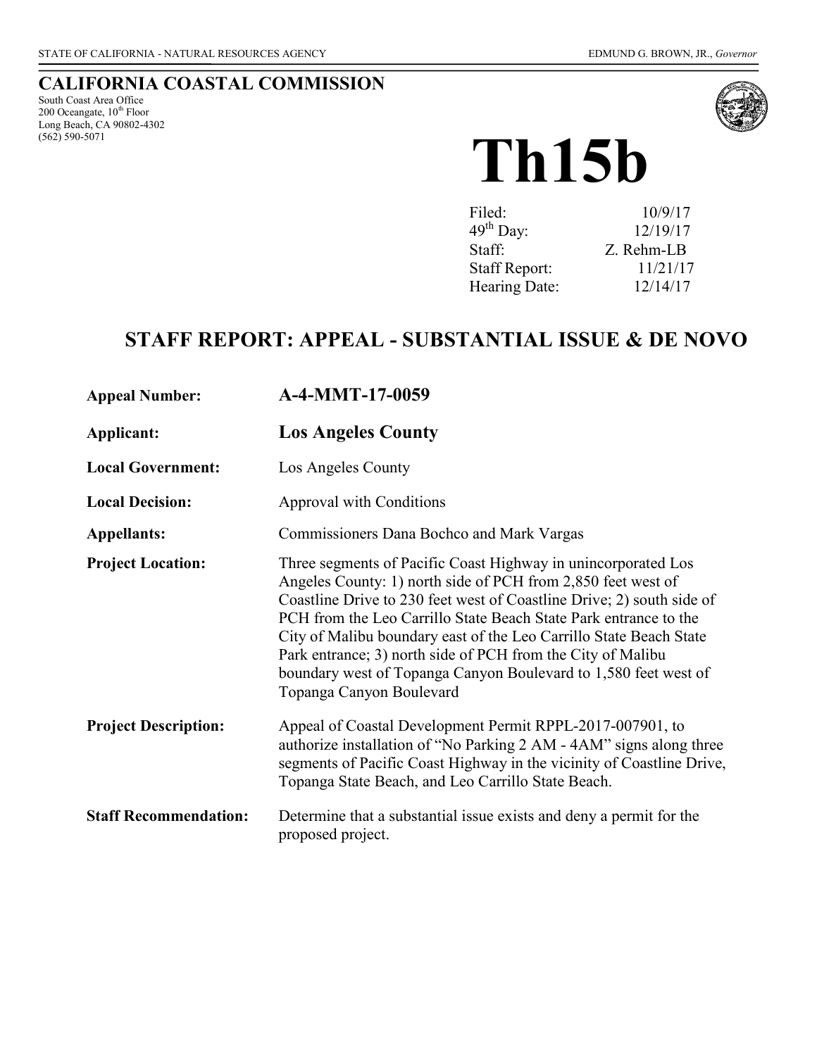STATE OF CALIFORNIA - NATURAL RESOURCES AGENCY

EDMUND G. BROWN, JR., *Governor*

## CALIFORNIA COASTAL COMMISSION

South Coast Area Office
200 Oceangate, 10th Floor
Long Beach, CA 90802-4302
(562) 590-5071

# Th15b

| | |
|---|---|
| Filed: | 10/9/17 |
| 49th Day: | 12/19/17 |
| Staff: | Z. Rehm-LB |
| Staff Report: | 11/21/17 |
| Hearing Date: | 12/14/17 |

## STAFF REPORT: APPEAL - SUBSTANTIAL ISSUE & DE NOVO

| | |
|---|---|
| **Appeal Number:** | **A-4-MMT-17-0059** |
| **Applicant:** | **Los Angeles County** |
| **Local Government:** | Los Angeles County |
| **Local Decision:** | Approval with Conditions |
| **Appellants:** | Commissioners Dana Bochco and Mark Vargas |
| **Project Location:** | Three segments of Pacific Coast Highway in unincorporated Los Angeles County: 1) north side of PCH from 2,850 feet west of Coastline Drive to 230 feet west of Coastline Drive; 2) south side of PCH from the Leo Carrillo State Beach State Park entrance to the City of Malibu boundary east of the Leo Carrillo State Beach State Park entrance; 3) north side of PCH from the City of Malibu boundary west of Topanga Canyon Boulevard to 1,580 feet west of Topanga Canyon Boulevard |
| **Project Description:** | Appeal of Coastal Development Permit RPPL-2017-007901, to authorize installation of "No Parking 2 AM - 4AM" signs along three segments of Pacific Coast Highway in the vicinity of Coastline Drive, Topanga State Beach, and Leo Carrillo State Beach. |
| **Staff Recommendation:** | Determine that a substantial issue exists and deny a permit for the proposed project. |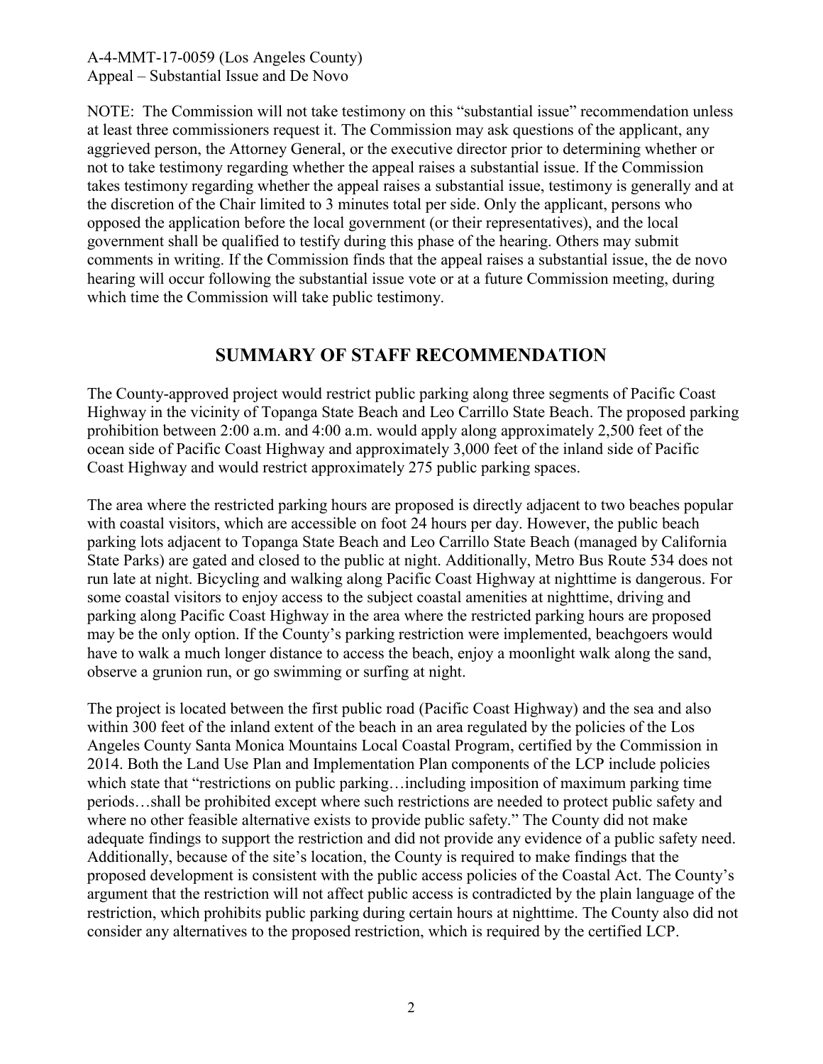NOTE: The Commission will not take testimony on this "substantial issue" recommendation unless at least three commissioners request it. The Commission may ask questions of the applicant, any aggrieved person, the Attorney General, or the executive director prior to determining whether or not to take testimony regarding whether the appeal raises a substantial issue. If the Commission takes testimony regarding whether the appeal raises a substantial issue, testimony is generally and at the discretion of the Chair limited to 3 minutes total per side. Only the applicant, persons who opposed the application before the local government (or their representatives), and the local government shall be qualified to testify during this phase of the hearing. Others may submit comments in writing. If the Commission finds that the appeal raises a substantial issue, the de novo hearing will occur following the substantial issue vote or at a future Commission meeting, during which time the Commission will take public testimony.

## SUMMARY OF STAFF RECOMMENDATION

The County-approved project would restrict public parking along three segments of Pacific Coast Highway in the vicinity of Topanga State Beach and Leo Carrillo State Beach. The proposed parking prohibition between 2:00 a.m. and 4:00 a.m. would apply along approximately 2,500 feet of the ocean side of Pacific Coast Highway and approximately 3,000 feet of the inland side of Pacific Coast Highway and would restrict approximately 275 public parking spaces.

The area where the restricted parking hours are proposed is directly adjacent to two beaches popular with coastal visitors, which are accessible on foot 24 hours per day. However, the public beach parking lots adjacent to Topanga State Beach and Leo Carrillo State Beach (managed by California State Parks) are gated and closed to the public at night. Additionally, Metro Bus Route 534 does not run late at night. Bicycling and walking along Pacific Coast Highway at nighttime is dangerous. For some coastal visitors to enjoy access to the subject coastal amenities at nighttime, driving and parking along Pacific Coast Highway in the area where the restricted parking hours are proposed may be the only option. If the County's parking restriction were implemented, beachgoers would have to walk a much longer distance to access the beach, enjoy a moonlight walk along the sand, observe a grunion run, or go swimming or surfing at night.

The project is located between the first public road (Pacific Coast Highway) and the sea and also within 300 feet of the inland extent of the beach in an area regulated by the policies of the Los Angeles County Santa Monica Mountains Local Coastal Program, certified by the Commission in 2014. Both the Land Use Plan and Implementation Plan components of the LCP include policies which state that "restrictions on public parking…including imposition of maximum parking time periods…shall be prohibited except where such restrictions are needed to protect public safety and where no other feasible alternative exists to provide public safety." The County did not make adequate findings to support the restriction and did not provide any evidence of a public safety need. Additionally, because of the site's location, the County is required to make findings that the proposed development is consistent with the public access policies of the Coastal Act. The County's argument that the restriction will not affect public access is contradicted by the plain language of the restriction, which prohibits public parking during certain hours at nighttime. The County also did not consider any alternatives to the proposed restriction, which is required by the certified LCP.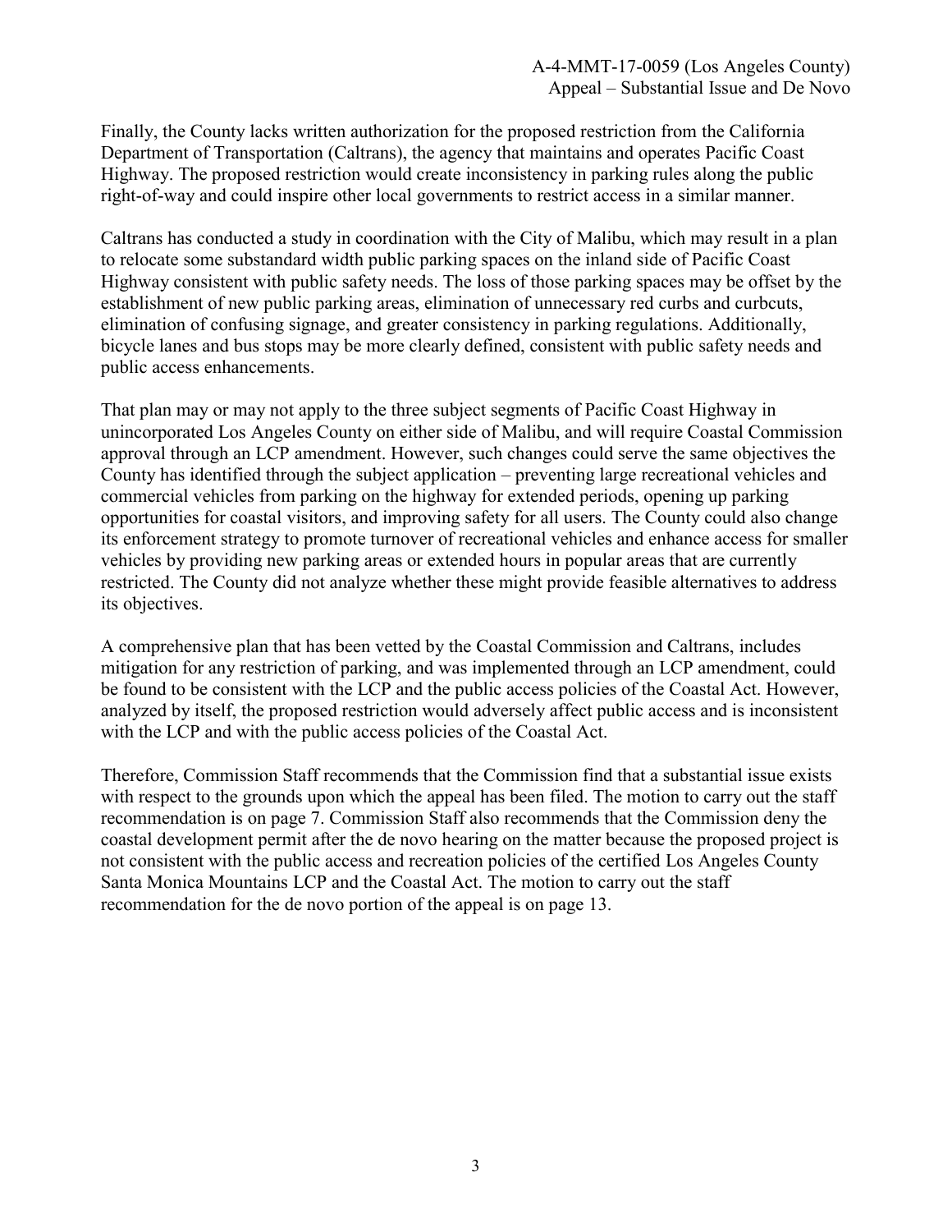Finally, the County lacks written authorization for the proposed restriction from the California Department of Transportation (Caltrans), the agency that maintains and operates Pacific Coast Highway. The proposed restriction would create inconsistency in parking rules along the public right-of-way and could inspire other local governments to restrict access in a similar manner.

Caltrans has conducted a study in coordination with the City of Malibu, which may result in a plan to relocate some substandard width public parking spaces on the inland side of Pacific Coast Highway consistent with public safety needs. The loss of those parking spaces may be offset by the establishment of new public parking areas, elimination of unnecessary red curbs and curbcuts, elimination of confusing signage, and greater consistency in parking regulations. Additionally, bicycle lanes and bus stops may be more clearly defined, consistent with public safety needs and public access enhancements.

That plan may or may not apply to the three subject segments of Pacific Coast Highway in unincorporated Los Angeles County on either side of Malibu, and will require Coastal Commission approval through an LCP amendment. However, such changes could serve the same objectives the County has identified through the subject application – preventing large recreational vehicles and commercial vehicles from parking on the highway for extended periods, opening up parking opportunities for coastal visitors, and improving safety for all users. The County could also change its enforcement strategy to promote turnover of recreational vehicles and enhance access for smaller vehicles by providing new parking areas or extended hours in popular areas that are currently restricted. The County did not analyze whether these might provide feasible alternatives to address its objectives.

A comprehensive plan that has been vetted by the Coastal Commission and Caltrans, includes mitigation for any restriction of parking, and was implemented through an LCP amendment, could be found to be consistent with the LCP and the public access policies of the Coastal Act. However, analyzed by itself, the proposed restriction would adversely affect public access and is inconsistent with the LCP and with the public access policies of the Coastal Act.

Therefore, Commission Staff recommends that the Commission find that a substantial issue exists with respect to the grounds upon which the appeal has been filed. The motion to carry out the staff recommendation is on page 7. Commission Staff also recommends that the Commission deny the coastal development permit after the de novo hearing on the matter because the proposed project is not consistent with the public access and recreation policies of the certified Los Angeles County Santa Monica Mountains LCP and the Coastal Act. The motion to carry out the staff recommendation for the de novo portion of the appeal is on page 13.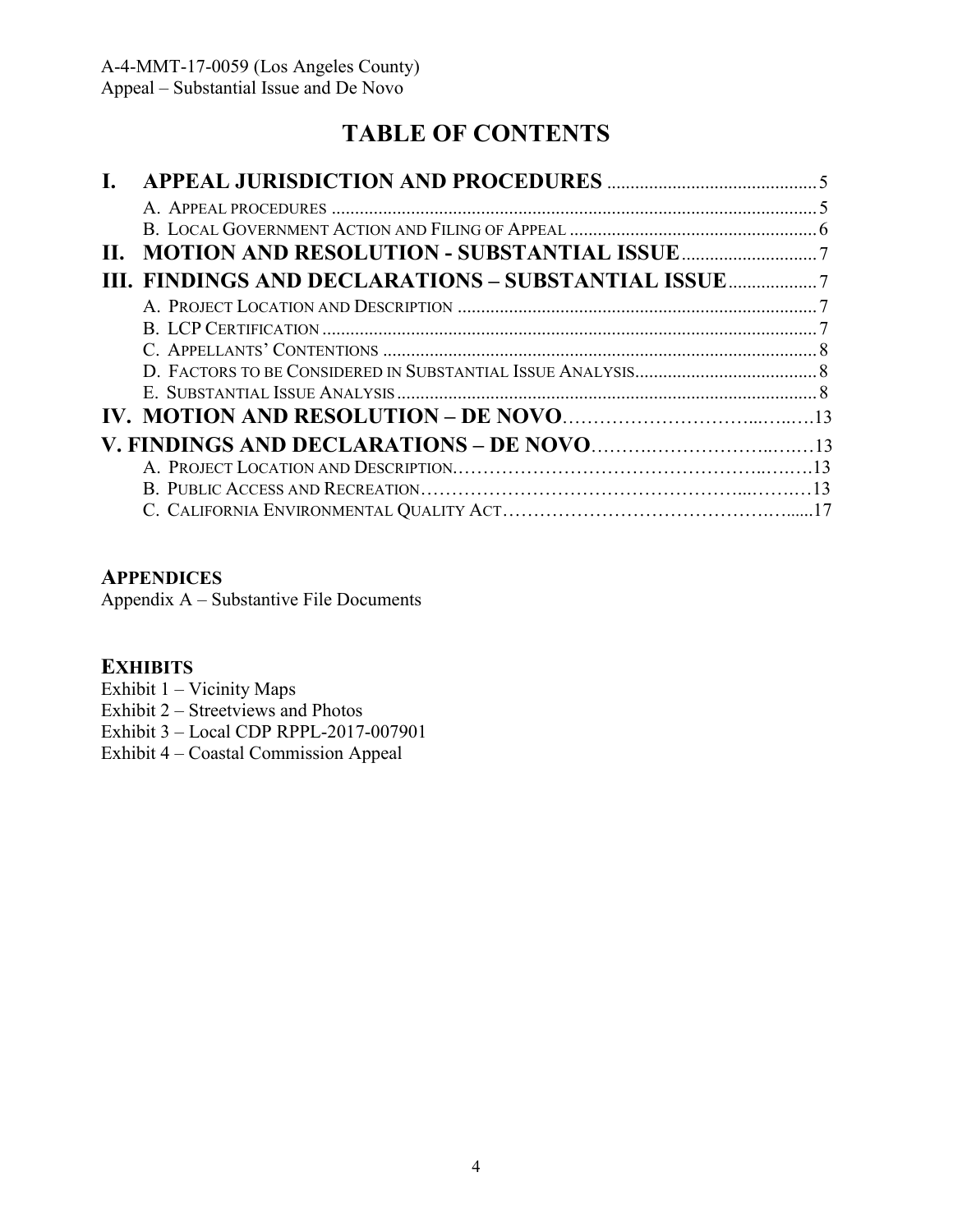# TABLE OF CONTENTS

**I. APPEAL JURISDICTION AND PROCEDURES** ............................................ 5

A. Appeal procedures ........................................................................................................ 5

B. Local Government Action and Filing of Appeal ..................................................... 6

**II. MOTION AND RESOLUTION - SUBSTANTIAL ISSUE** ............................ 7

**III. FINDINGS AND DECLARATIONS – SUBSTANTIAL ISSUE** .................. 7

A. Project Location and Description ............................................................................. 7

B. LCP Certification .......................................................................................................... 7

C. Appellants' Contentions ............................................................................................. 8

D. Factors to be Considered in Substantial Issue Analysis ....................................... 8

E. Substantial Issue Analysis .......................................................................................... 8

**IV. MOTION AND RESOLUTION – DE NOVO** ………………………...…..…13

**V. FINDINGS AND DECLARATIONS – DE NOVO** ……….………………..….…13

A. Project Location and Description……………………………………………..….….13

B. Public Access and Recreation……………………………………………...……….…13

C. California Environmental Quality Act…………………………………….…......17

**APPENDICES**

Appendix A – Substantive File Documents

**EXHIBITS**

Exhibit 1 – Vicinity Maps

Exhibit 2 – Streetviews and Photos

Exhibit 3 – Local CDP RPPL-2017-007901

Exhibit 4 – Coastal Commission Appeal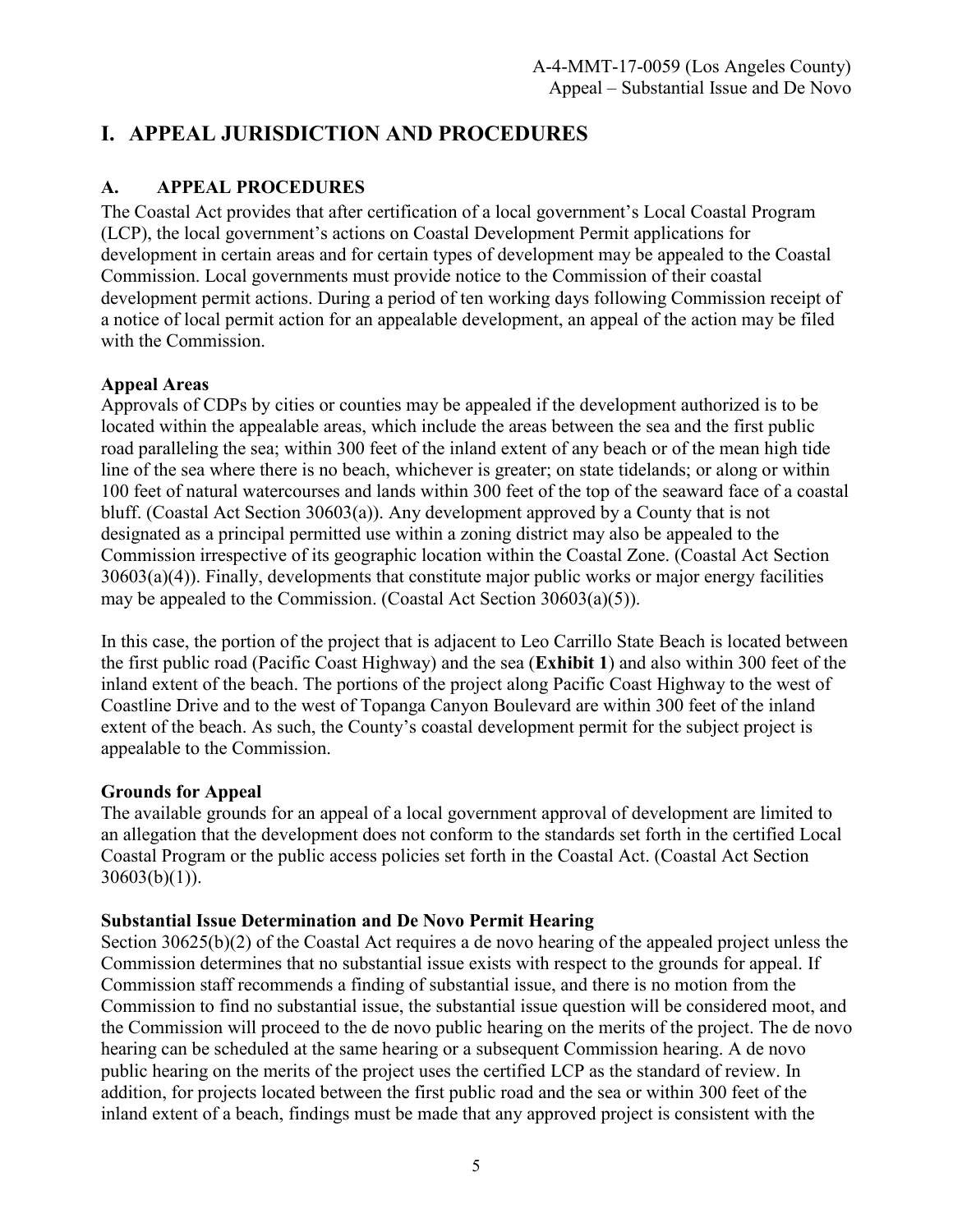# I. APPEAL JURISDICTION AND PROCEDURES

## A. APPEAL PROCEDURES

The Coastal Act provides that after certification of a local government's Local Coastal Program (LCP), the local government's actions on Coastal Development Permit applications for development in certain areas and for certain types of development may be appealed to the Coastal Commission. Local governments must provide notice to the Commission of their coastal development permit actions. During a period of ten working days following Commission receipt of a notice of local permit action for an appealable development, an appeal of the action may be filed with the Commission.

### Appeal Areas

Approvals of CDPs by cities or counties may be appealed if the development authorized is to be located within the appealable areas, which include the areas between the sea and the first public road paralleling the sea; within 300 feet of the inland extent of any beach or of the mean high tide line of the sea where there is no beach, whichever is greater; on state tidelands; or along or within 100 feet of natural watercourses and lands within 300 feet of the top of the seaward face of a coastal bluff. (Coastal Act Section 30603(a)). Any development approved by a County that is not designated as a principal permitted use within a zoning district may also be appealed to the Commission irrespective of its geographic location within the Coastal Zone. (Coastal Act Section 30603(a)(4)). Finally, developments that constitute major public works or major energy facilities may be appealed to the Commission. (Coastal Act Section 30603(a)(5)).

In this case, the portion of the project that is adjacent to Leo Carrillo State Beach is located between the first public road (Pacific Coast Highway) and the sea (**Exhibit 1**) and also within 300 feet of the inland extent of the beach. The portions of the project along Pacific Coast Highway to the west of Coastline Drive and to the west of Topanga Canyon Boulevard are within 300 feet of the inland extent of the beach. As such, the County's coastal development permit for the subject project is appealable to the Commission.

### Grounds for Appeal

The available grounds for an appeal of a local government approval of development are limited to an allegation that the development does not conform to the standards set forth in the certified Local Coastal Program or the public access policies set forth in the Coastal Act. (Coastal Act Section 30603(b)(1)).

### Substantial Issue Determination and De Novo Permit Hearing

Section 30625(b)(2) of the Coastal Act requires a de novo hearing of the appealed project unless the Commission determines that no substantial issue exists with respect to the grounds for appeal. If Commission staff recommends a finding of substantial issue, and there is no motion from the Commission to find no substantial issue, the substantial issue question will be considered moot, and the Commission will proceed to the de novo public hearing on the merits of the project. The de novo hearing can be scheduled at the same hearing or a subsequent Commission hearing. A de novo public hearing on the merits of the project uses the certified LCP as the standard of review. In addition, for projects located between the first public road and the sea or within 300 feet of the inland extent of a beach, findings must be made that any approved project is consistent with the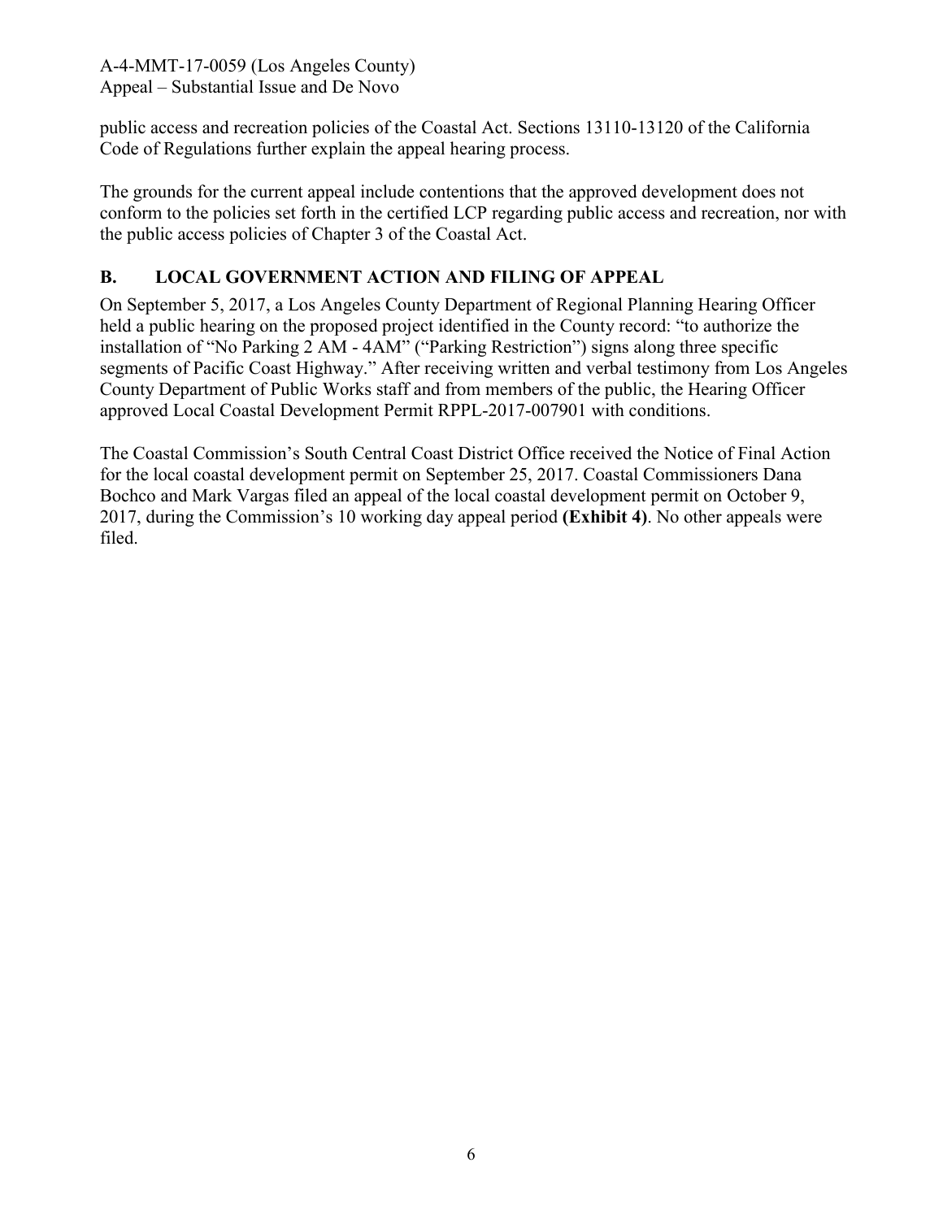public access and recreation policies of the Coastal Act. Sections 13110-13120 of the California Code of Regulations further explain the appeal hearing process.

The grounds for the current appeal include contentions that the approved development does not conform to the policies set forth in the certified LCP regarding public access and recreation, nor with the public access policies of Chapter 3 of the Coastal Act.

## B. LOCAL GOVERNMENT ACTION AND FILING OF APPEAL

On September 5, 2017, a Los Angeles County Department of Regional Planning Hearing Officer held a public hearing on the proposed project identified in the County record: "to authorize the installation of "No Parking 2 AM - 4AM" ("Parking Restriction") signs along three specific segments of Pacific Coast Highway." After receiving written and verbal testimony from Los Angeles County Department of Public Works staff and from members of the public, the Hearing Officer approved Local Coastal Development Permit RPPL-2017-007901 with conditions.

The Coastal Commission's South Central Coast District Office received the Notice of Final Action for the local coastal development permit on September 25, 2017. Coastal Commissioners Dana Bochco and Mark Vargas filed an appeal of the local coastal development permit on October 9, 2017, during the Commission's 10 working day appeal period **(Exhibit 4)**. No other appeals were filed.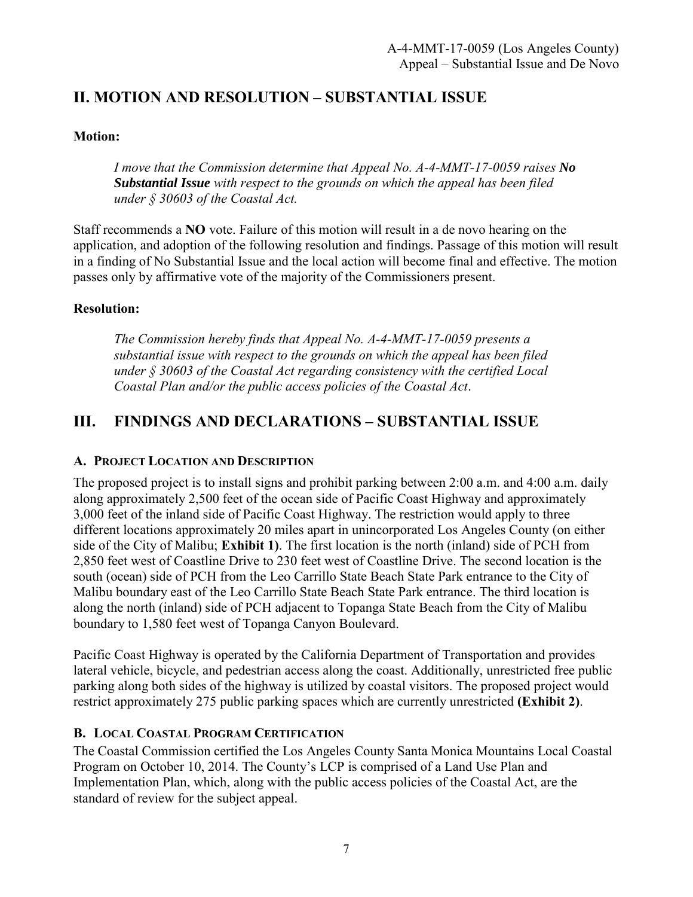## II. MOTION AND RESOLUTION – SUBSTANTIAL ISSUE

**Motion:**

> *I move that the Commission determine that Appeal No. A-4-MMT-17-0059 raises **No Substantial Issue** with respect to the grounds on which the appeal has been filed under § 30603 of the Coastal Act.*

Staff recommends a **NO** vote. Failure of this motion will result in a de novo hearing on the application, and adoption of the following resolution and findings. Passage of this motion will result in a finding of No Substantial Issue and the local action will become final and effective. The motion passes only by affirmative vote of the majority of the Commissioners present.

**Resolution:**

> *The Commission hereby finds that Appeal No. A-4-MMT-17-0059 presents a substantial issue with respect to the grounds on which the appeal has been filed under § 30603 of the Coastal Act regarding consistency with the certified Local Coastal Plan and/or the public access policies of the Coastal Act.*

## III. FINDINGS AND DECLARATIONS – SUBSTANTIAL ISSUE

### A. PROJECT LOCATION AND DESCRIPTION

The proposed project is to install signs and prohibit parking between 2:00 a.m. and 4:00 a.m. daily along approximately 2,500 feet of the ocean side of Pacific Coast Highway and approximately 3,000 feet of the inland side of Pacific Coast Highway. The restriction would apply to three different locations approximately 20 miles apart in unincorporated Los Angeles County (on either side of the City of Malibu; **Exhibit 1)**. The first location is the north (inland) side of PCH from 2,850 feet west of Coastline Drive to 230 feet west of Coastline Drive. The second location is the south (ocean) side of PCH from the Leo Carrillo State Beach State Park entrance to the City of Malibu boundary east of the Leo Carrillo State Beach State Park entrance. The third location is along the north (inland) side of PCH adjacent to Topanga State Beach from the City of Malibu boundary to 1,580 feet west of Topanga Canyon Boulevard.

Pacific Coast Highway is operated by the California Department of Transportation and provides lateral vehicle, bicycle, and pedestrian access along the coast. Additionally, unrestricted free public parking along both sides of the highway is utilized by coastal visitors. The proposed project would restrict approximately 275 public parking spaces which are currently unrestricted **(Exhibit 2)**.

### B. LOCAL COASTAL PROGRAM CERTIFICATION

The Coastal Commission certified the Los Angeles County Santa Monica Mountains Local Coastal Program on October 10, 2014. The County's LCP is comprised of a Land Use Plan and Implementation Plan, which, along with the public access policies of the Coastal Act, are the standard of review for the subject appeal.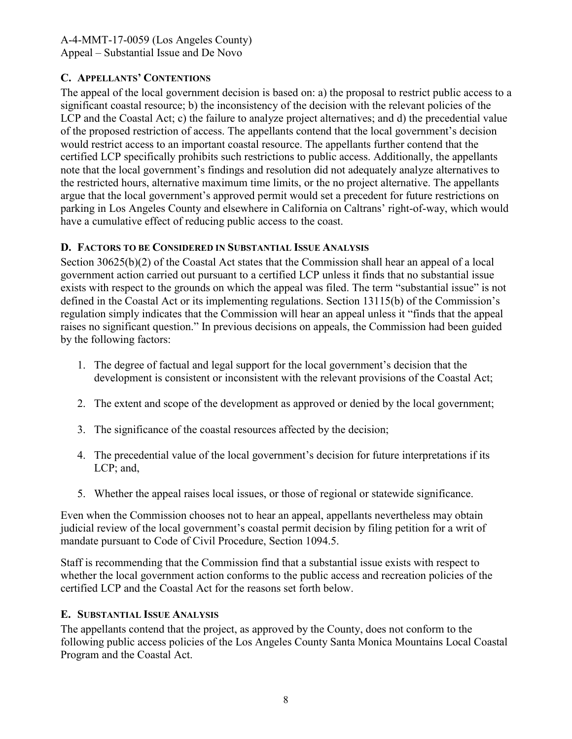### C. Appellants' Contentions

The appeal of the local government decision is based on: a) the proposal to restrict public access to a significant coastal resource; b) the inconsistency of the decision with the relevant policies of the LCP and the Coastal Act; c) the failure to analyze project alternatives; and d) the precedential value of the proposed restriction of access. The appellants contend that the local government's decision would restrict access to an important coastal resource. The appellants further contend that the certified LCP specifically prohibits such restrictions to public access. Additionally, the appellants note that the local government's findings and resolution did not adequately analyze alternatives to the restricted hours, alternative maximum time limits, or the no project alternative. The appellants argue that the local government's approved permit would set a precedent for future restrictions on parking in Los Angeles County and elsewhere in California on Caltrans' right-of-way, which would have a cumulative effect of reducing public access to the coast.

### D. Factors to be Considered in Substantial Issue Analysis

Section 30625(b)(2) of the Coastal Act states that the Commission shall hear an appeal of a local government action carried out pursuant to a certified LCP unless it finds that no substantial issue exists with respect to the grounds on which the appeal was filed. The term "substantial issue" is not defined in the Coastal Act or its implementing regulations. Section 13115(b) of the Commission's regulation simply indicates that the Commission will hear an appeal unless it "finds that the appeal raises no significant question." In previous decisions on appeals, the Commission had been guided by the following factors:

1. The degree of factual and legal support for the local government's decision that the development is consistent or inconsistent with the relevant provisions of the Coastal Act;

2. The extent and scope of the development as approved or denied by the local government;

3. The significance of the coastal resources affected by the decision;

4. The precedential value of the local government's decision for future interpretations if its LCP; and,

5. Whether the appeal raises local issues, or those of regional or statewide significance.

Even when the Commission chooses not to hear an appeal, appellants nevertheless may obtain judicial review of the local government's coastal permit decision by filing petition for a writ of mandate pursuant to Code of Civil Procedure, Section 1094.5.

Staff is recommending that the Commission find that a substantial issue exists with respect to whether the local government action conforms to the public access and recreation policies of the certified LCP and the Coastal Act for the reasons set forth below.

### E. Substantial Issue Analysis

The appellants contend that the project, as approved by the County, does not conform to the following public access policies of the Los Angeles County Santa Monica Mountains Local Coastal Program and the Coastal Act.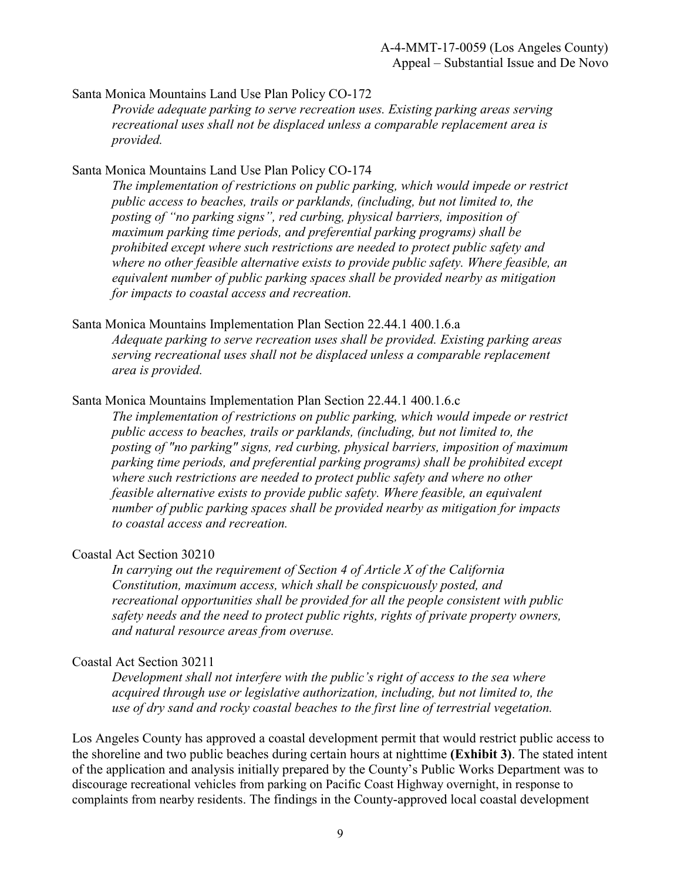Santa Monica Mountains Land Use Plan Policy CO-172

> *Provide adequate parking to serve recreation uses. Existing parking areas serving recreational uses shall not be displaced unless a comparable replacement area is provided.*

Santa Monica Mountains Land Use Plan Policy CO-174

> *The implementation of restrictions on public parking, which would impede or restrict public access to beaches, trails or parklands, (including, but not limited to, the posting of "no parking signs", red curbing, physical barriers, imposition of maximum parking time periods, and preferential parking programs) shall be prohibited except where such restrictions are needed to protect public safety and where no other feasible alternative exists to provide public safety. Where feasible, an equivalent number of public parking spaces shall be provided nearby as mitigation for impacts to coastal access and recreation.*

Santa Monica Mountains Implementation Plan Section 22.44.1 400.1.6.a

> *Adequate parking to serve recreation uses shall be provided. Existing parking areas serving recreational uses shall not be displaced unless a comparable replacement area is provided.*

Santa Monica Mountains Implementation Plan Section 22.44.1 400.1.6.c

> *The implementation of restrictions on public parking, which would impede or restrict public access to beaches, trails or parklands, (including, but not limited to, the posting of "no parking" signs, red curbing, physical barriers, imposition of maximum parking time periods, and preferential parking programs) shall be prohibited except where such restrictions are needed to protect public safety and where no other feasible alternative exists to provide public safety. Where feasible, an equivalent number of public parking spaces shall be provided nearby as mitigation for impacts to coastal access and recreation.*

Coastal Act Section 30210

> *In carrying out the requirement of Section 4 of Article X of the California Constitution, maximum access, which shall be conspicuously posted, and recreational opportunities shall be provided for all the people consistent with public safety needs and the need to protect public rights, rights of private property owners, and natural resource areas from overuse.*

Coastal Act Section 30211

> *Development shall not interfere with the public's right of access to the sea where acquired through use or legislative authorization, including, but not limited to, the use of dry sand and rocky coastal beaches to the first line of terrestrial vegetation.*

Los Angeles County has approved a coastal development permit that would restrict public access to the shoreline and two public beaches during certain hours at nighttime **(Exhibit 3)**. The stated intent of the application and analysis initially prepared by the County's Public Works Department was to discourage recreational vehicles from parking on Pacific Coast Highway overnight, in response to complaints from nearby residents. The findings in the County-approved local coastal development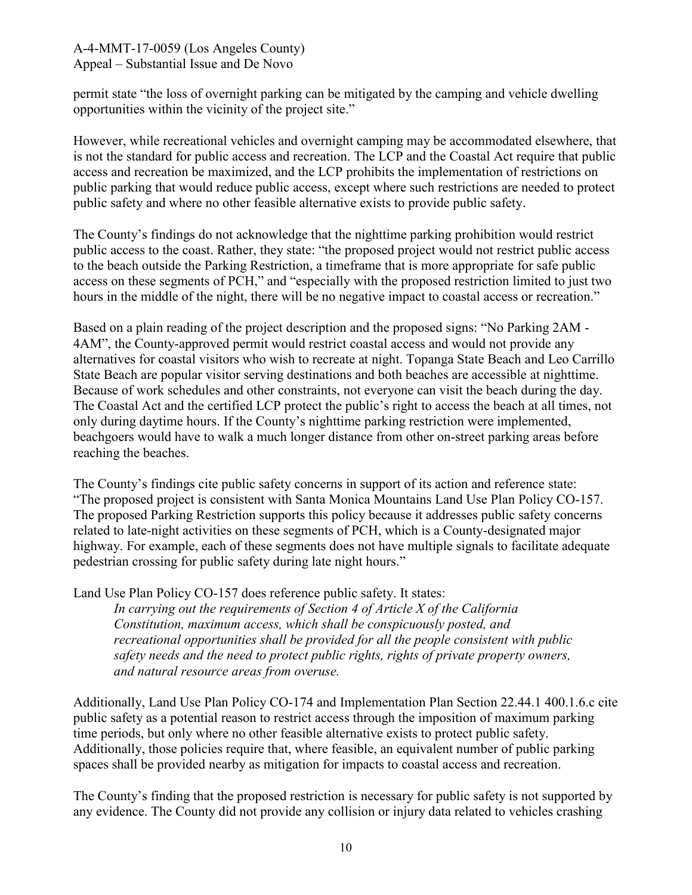permit state "the loss of overnight parking can be mitigated by the camping and vehicle dwelling opportunities within the vicinity of the project site."

However, while recreational vehicles and overnight camping may be accommodated elsewhere, that is not the standard for public access and recreation. The LCP and the Coastal Act require that public access and recreation be maximized, and the LCP prohibits the implementation of restrictions on public parking that would reduce public access, except where such restrictions are needed to protect public safety and where no other feasible alternative exists to provide public safety.

The County's findings do not acknowledge that the nighttime parking prohibition would restrict public access to the coast. Rather, they state: "the proposed project would not restrict public access to the beach outside the Parking Restriction, a timeframe that is more appropriate for safe public access on these segments of PCH," and "especially with the proposed restriction limited to just two hours in the middle of the night, there will be no negative impact to coastal access or recreation."

Based on a plain reading of the project description and the proposed signs: "No Parking 2AM - 4AM", the County-approved permit would restrict coastal access and would not provide any alternatives for coastal visitors who wish to recreate at night. Topanga State Beach and Leo Carrillo State Beach are popular visitor serving destinations and both beaches are accessible at nighttime. Because of work schedules and other constraints, not everyone can visit the beach during the day. The Coastal Act and the certified LCP protect the public's right to access the beach at all times, not only during daytime hours. If the County's nighttime parking restriction were implemented, beachgoers would have to walk a much longer distance from other on-street parking areas before reaching the beaches.

The County's findings cite public safety concerns in support of its action and reference state: "The proposed project is consistent with Santa Monica Mountains Land Use Plan Policy CO-157. The proposed Parking Restriction supports this policy because it addresses public safety concerns related to late-night activities on these segments of PCH, which is a County-designated major highway. For example, each of these segments does not have multiple signals to facilitate adequate pedestrian crossing for public safety during late night hours."

Land Use Plan Policy CO-157 does reference public safety. It states:

> *In carrying out the requirements of Section 4 of Article X of the California Constitution, maximum access, which shall be conspicuously posted, and recreational opportunities shall be provided for all the people consistent with public safety needs and the need to protect public rights, rights of private property owners, and natural resource areas from overuse.*

Additionally, Land Use Plan Policy CO-174 and Implementation Plan Section 22.44.1 400.1.6.c cite public safety as a potential reason to restrict access through the imposition of maximum parking time periods, but only where no other feasible alternative exists to protect public safety. Additionally, those policies require that, where feasible, an equivalent number of public parking spaces shall be provided nearby as mitigation for impacts to coastal access and recreation.

The County's finding that the proposed restriction is necessary for public safety is not supported by any evidence. The County did not provide any collision or injury data related to vehicles crashing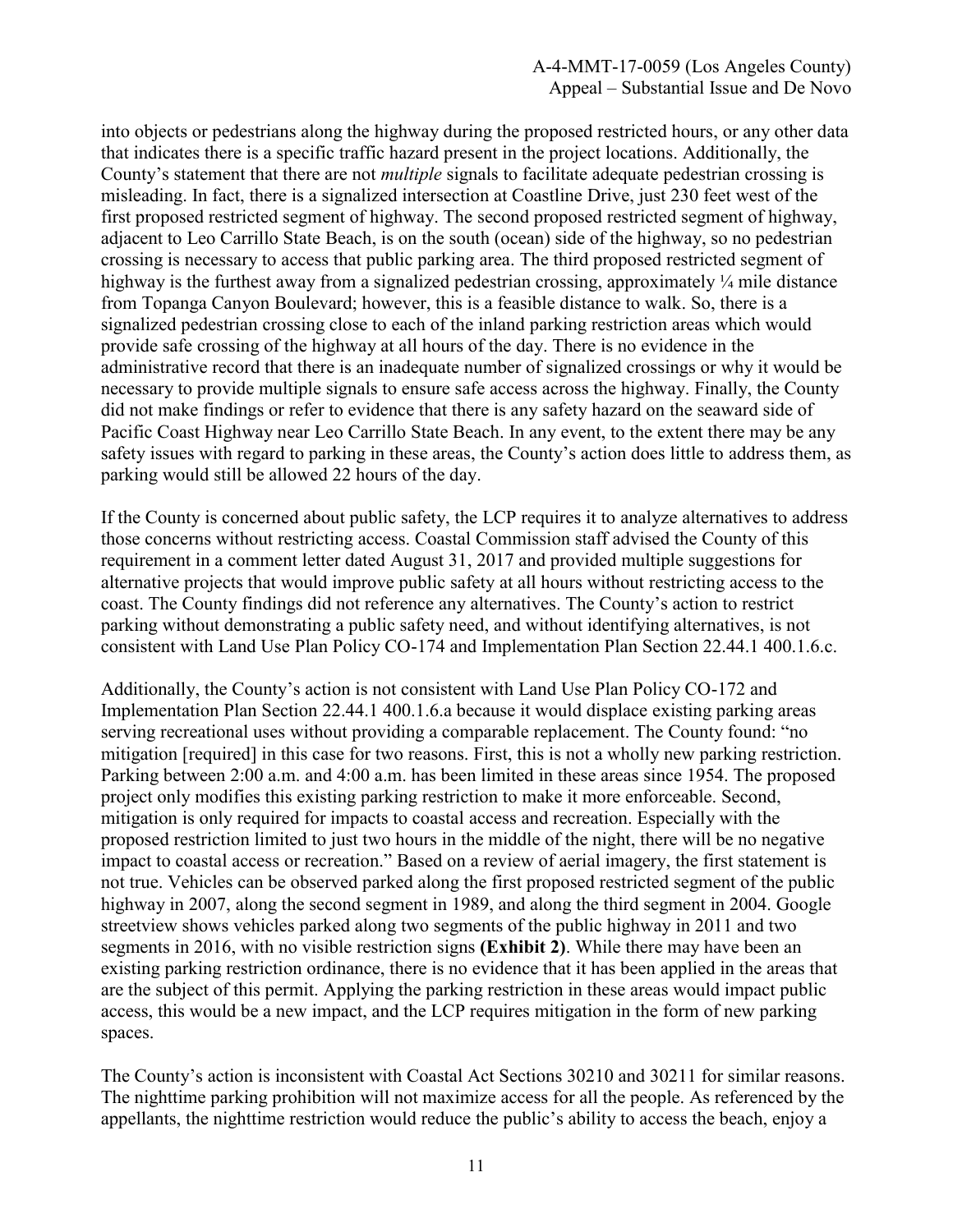into objects or pedestrians along the highway during the proposed restricted hours, or any other data that indicates there is a specific traffic hazard present in the project locations. Additionally, the County's statement that there are not *multiple* signals to facilitate adequate pedestrian crossing is misleading. In fact, there is a signalized intersection at Coastline Drive, just 230 feet west of the first proposed restricted segment of highway. The second proposed restricted segment of highway, adjacent to Leo Carrillo State Beach, is on the south (ocean) side of the highway, so no pedestrian crossing is necessary to access that public parking area. The third proposed restricted segment of highway is the furthest away from a signalized pedestrian crossing, approximately ¼ mile distance from Topanga Canyon Boulevard; however, this is a feasible distance to walk. So, there is a signalized pedestrian crossing close to each of the inland parking restriction areas which would provide safe crossing of the highway at all hours of the day. There is no evidence in the administrative record that there is an inadequate number of signalized crossings or why it would be necessary to provide multiple signals to ensure safe access across the highway. Finally, the County did not make findings or refer to evidence that there is any safety hazard on the seaward side of Pacific Coast Highway near Leo Carrillo State Beach. In any event, to the extent there may be any safety issues with regard to parking in these areas, the County's action does little to address them, as parking would still be allowed 22 hours of the day.

If the County is concerned about public safety, the LCP requires it to analyze alternatives to address those concerns without restricting access. Coastal Commission staff advised the County of this requirement in a comment letter dated August 31, 2017 and provided multiple suggestions for alternative projects that would improve public safety at all hours without restricting access to the coast. The County findings did not reference any alternatives. The County's action to restrict parking without demonstrating a public safety need, and without identifying alternatives, is not consistent with Land Use Plan Policy CO-174 and Implementation Plan Section 22.44.1 400.1.6.c.

Additionally, the County's action is not consistent with Land Use Plan Policy CO-172 and Implementation Plan Section 22.44.1 400.1.6.a because it would displace existing parking areas serving recreational uses without providing a comparable replacement. The County found: "no mitigation [required] in this case for two reasons. First, this is not a wholly new parking restriction. Parking between 2:00 a.m. and 4:00 a.m. has been limited in these areas since 1954. The proposed project only modifies this existing parking restriction to make it more enforceable. Second, mitigation is only required for impacts to coastal access and recreation. Especially with the proposed restriction limited to just two hours in the middle of the night, there will be no negative impact to coastal access or recreation." Based on a review of aerial imagery, the first statement is not true. Vehicles can be observed parked along the first proposed restricted segment of the public highway in 2007, along the second segment in 1989, and along the third segment in 2004. Google streetview shows vehicles parked along two segments of the public highway in 2011 and two segments in 2016, with no visible restriction signs **(Exhibit 2)**. While there may have been an existing parking restriction ordinance, there is no evidence that it has been applied in the areas that are the subject of this permit. Applying the parking restriction in these areas would impact public access, this would be a new impact, and the LCP requires mitigation in the form of new parking spaces.

The County's action is inconsistent with Coastal Act Sections 30210 and 30211 for similar reasons. The nighttime parking prohibition will not maximize access for all the people. As referenced by the appellants, the nighttime restriction would reduce the public's ability to access the beach, enjoy a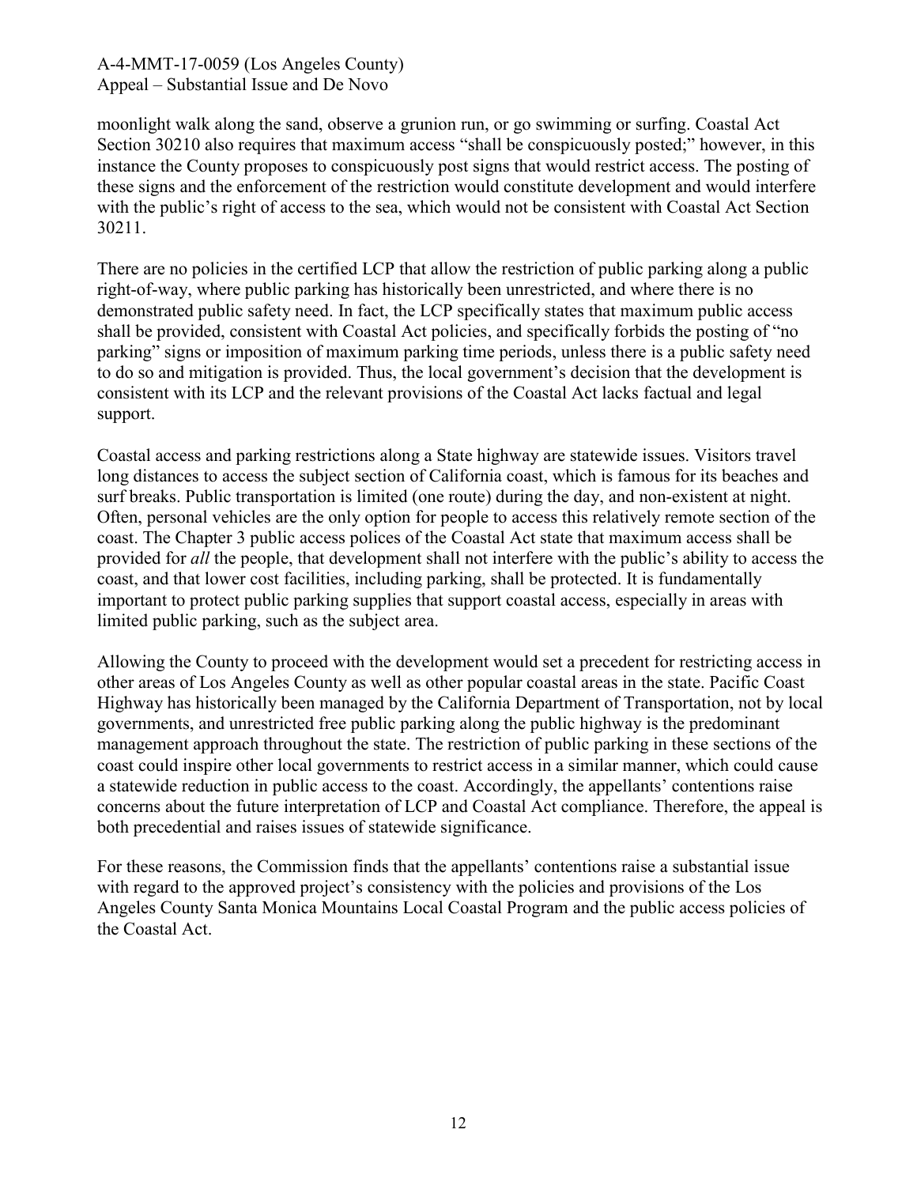moonlight walk along the sand, observe a grunion run, or go swimming or surfing. Coastal Act Section 30210 also requires that maximum access "shall be conspicuously posted;" however, in this instance the County proposes to conspicuously post signs that would restrict access. The posting of these signs and the enforcement of the restriction would constitute development and would interfere with the public's right of access to the sea, which would not be consistent with Coastal Act Section 30211.

There are no policies in the certified LCP that allow the restriction of public parking along a public right-of-way, where public parking has historically been unrestricted, and where there is no demonstrated public safety need. In fact, the LCP specifically states that maximum public access shall be provided, consistent with Coastal Act policies, and specifically forbids the posting of "no parking" signs or imposition of maximum parking time periods, unless there is a public safety need to do so and mitigation is provided. Thus, the local government's decision that the development is consistent with its LCP and the relevant provisions of the Coastal Act lacks factual and legal support.

Coastal access and parking restrictions along a State highway are statewide issues. Visitors travel long distances to access the subject section of California coast, which is famous for its beaches and surf breaks. Public transportation is limited (one route) during the day, and non-existent at night. Often, personal vehicles are the only option for people to access this relatively remote section of the coast. The Chapter 3 public access polices of the Coastal Act state that maximum access shall be provided for *all* the people, that development shall not interfere with the public's ability to access the coast, and that lower cost facilities, including parking, shall be protected. It is fundamentally important to protect public parking supplies that support coastal access, especially in areas with limited public parking, such as the subject area.

Allowing the County to proceed with the development would set a precedent for restricting access in other areas of Los Angeles County as well as other popular coastal areas in the state. Pacific Coast Highway has historically been managed by the California Department of Transportation, not by local governments, and unrestricted free public parking along the public highway is the predominant management approach throughout the state. The restriction of public parking in these sections of the coast could inspire other local governments to restrict access in a similar manner, which could cause a statewide reduction in public access to the coast. Accordingly, the appellants' contentions raise concerns about the future interpretation of LCP and Coastal Act compliance. Therefore, the appeal is both precedential and raises issues of statewide significance.

For these reasons, the Commission finds that the appellants' contentions raise a substantial issue with regard to the approved project's consistency with the policies and provisions of the Los Angeles County Santa Monica Mountains Local Coastal Program and the public access policies of the Coastal Act.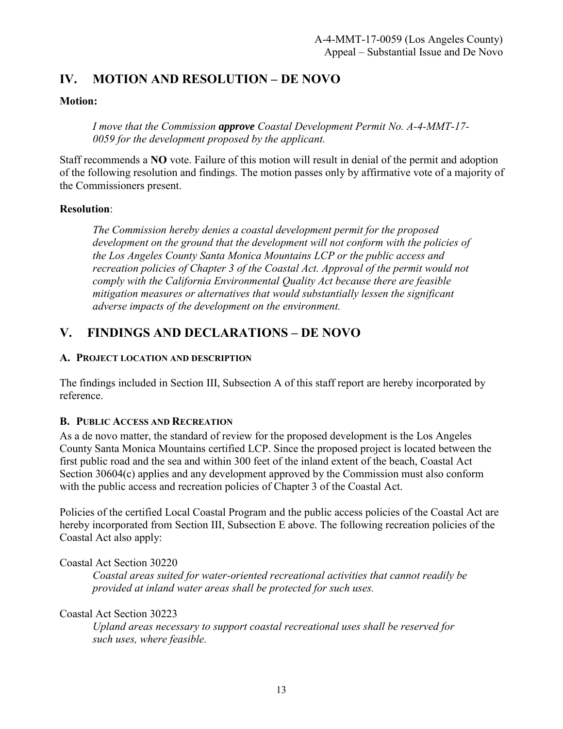## IV. MOTION AND RESOLUTION – DE NOVO

**Motion:**

> *I move that the Commission **approve** Coastal Development Permit No. A-4-MMT-17-0059 for the development proposed by the applicant.*

Staff recommends a **NO** vote. Failure of this motion will result in denial of the permit and adoption of the following resolution and findings. The motion passes only by affirmative vote of a majority of the Commissioners present.

**Resolution**:

> *The Commission hereby denies a coastal development permit for the proposed development on the ground that the development will not conform with the policies of the Los Angeles County Santa Monica Mountains LCP or the public access and recreation policies of Chapter 3 of the Coastal Act. Approval of the permit would not comply with the California Environmental Quality Act because there are feasible mitigation measures or alternatives that would substantially lessen the significant adverse impacts of the development on the environment.*

## V. FINDINGS AND DECLARATIONS – DE NOVO

### A. PROJECT LOCATION AND DESCRIPTION

The findings included in Section III, Subsection A of this staff report are hereby incorporated by reference.

### B. PUBLIC ACCESS AND RECREATION

As a de novo matter, the standard of review for the proposed development is the Los Angeles County Santa Monica Mountains certified LCP. Since the proposed project is located between the first public road and the sea and within 300 feet of the inland extent of the beach, Coastal Act Section 30604(c) applies and any development approved by the Commission must also conform with the public access and recreation policies of Chapter 3 of the Coastal Act.

Policies of the certified Local Coastal Program and the public access policies of the Coastal Act are hereby incorporated from Section III, Subsection E above. The following recreation policies of the Coastal Act also apply:

Coastal Act Section 30220

> *Coastal areas suited for water-oriented recreational activities that cannot readily be provided at inland water areas shall be protected for such uses.*

Coastal Act Section 30223

> *Upland areas necessary to support coastal recreational uses shall be reserved for such uses, where feasible.*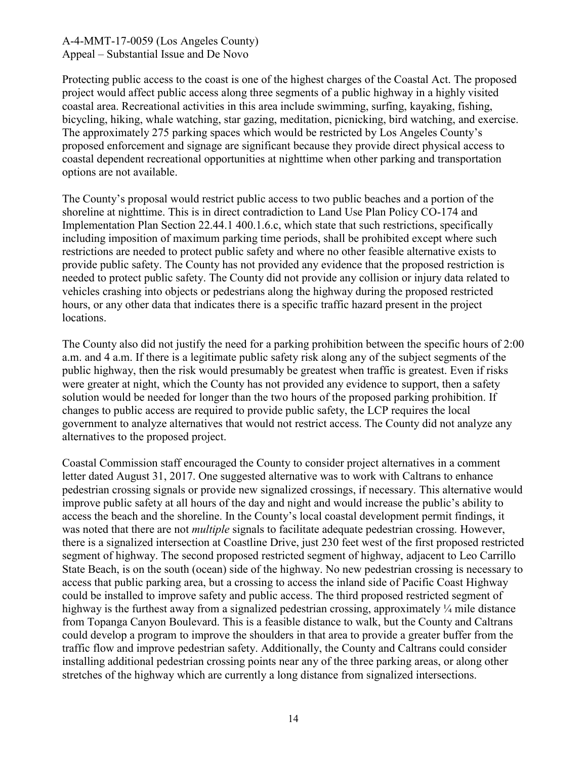Protecting public access to the coast is one of the highest charges of the Coastal Act. The proposed project would affect public access along three segments of a public highway in a highly visited coastal area. Recreational activities in this area include swimming, surfing, kayaking, fishing, bicycling, hiking, whale watching, star gazing, meditation, picnicking, bird watching, and exercise. The approximately 275 parking spaces which would be restricted by Los Angeles County's proposed enforcement and signage are significant because they provide direct physical access to coastal dependent recreational opportunities at nighttime when other parking and transportation options are not available.

The County's proposal would restrict public access to two public beaches and a portion of the shoreline at nighttime. This is in direct contradiction to Land Use Plan Policy CO-174 and Implementation Plan Section 22.44.1 400.1.6.c, which state that such restrictions, specifically including imposition of maximum parking time periods, shall be prohibited except where such restrictions are needed to protect public safety and where no other feasible alternative exists to provide public safety. The County has not provided any evidence that the proposed restriction is needed to protect public safety. The County did not provide any collision or injury data related to vehicles crashing into objects or pedestrians along the highway during the proposed restricted hours, or any other data that indicates there is a specific traffic hazard present in the project locations.

The County also did not justify the need for a parking prohibition between the specific hours of 2:00 a.m. and 4 a.m. If there is a legitimate public safety risk along any of the subject segments of the public highway, then the risk would presumably be greatest when traffic is greatest. Even if risks were greater at night, which the County has not provided any evidence to support, then a safety solution would be needed for longer than the two hours of the proposed parking prohibition. If changes to public access are required to provide public safety, the LCP requires the local government to analyze alternatives that would not restrict access. The County did not analyze any alternatives to the proposed project.

Coastal Commission staff encouraged the County to consider project alternatives in a comment letter dated August 31, 2017. One suggested alternative was to work with Caltrans to enhance pedestrian crossing signals or provide new signalized crossings, if necessary. This alternative would improve public safety at all hours of the day and night and would increase the public's ability to access the beach and the shoreline. In the County's local coastal development permit findings, it was noted that there are not *multiple* signals to facilitate adequate pedestrian crossing. However, there is a signalized intersection at Coastline Drive, just 230 feet west of the first proposed restricted segment of highway. The second proposed restricted segment of highway, adjacent to Leo Carrillo State Beach, is on the south (ocean) side of the highway. No new pedestrian crossing is necessary to access that public parking area, but a crossing to access the inland side of Pacific Coast Highway could be installed to improve safety and public access. The third proposed restricted segment of highway is the furthest away from a signalized pedestrian crossing, approximately ¼ mile distance from Topanga Canyon Boulevard. This is a feasible distance to walk, but the County and Caltrans could develop a program to improve the shoulders in that area to provide a greater buffer from the traffic flow and improve pedestrian safety. Additionally, the County and Caltrans could consider installing additional pedestrian crossing points near any of the three parking areas, or along other stretches of the highway which are currently a long distance from signalized intersections.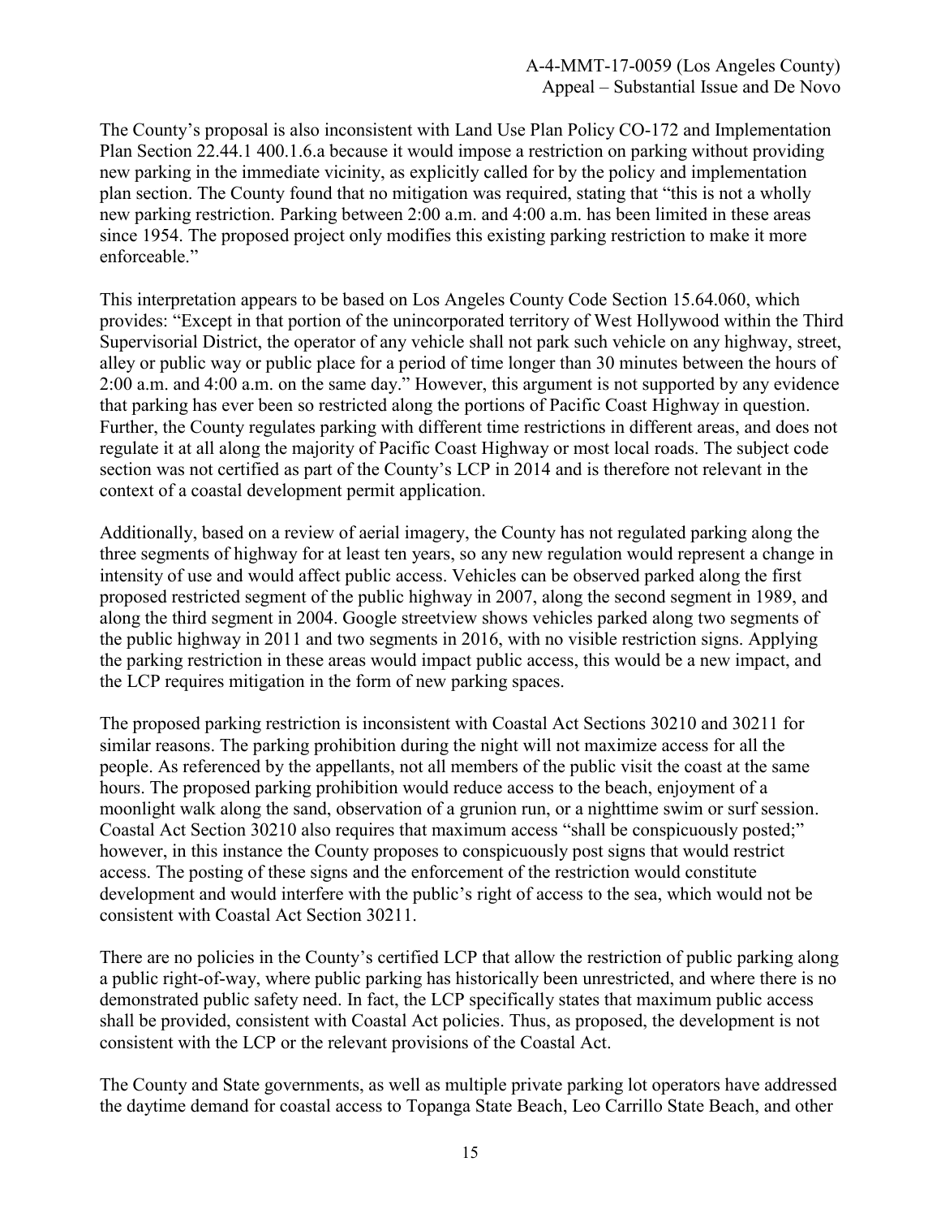The County's proposal is also inconsistent with Land Use Plan Policy CO-172 and Implementation Plan Section 22.44.1 400.1.6.a because it would impose a restriction on parking without providing new parking in the immediate vicinity, as explicitly called for by the policy and implementation plan section. The County found that no mitigation was required, stating that "this is not a wholly new parking restriction. Parking between 2:00 a.m. and 4:00 a.m. has been limited in these areas since 1954. The proposed project only modifies this existing parking restriction to make it more enforceable."

This interpretation appears to be based on Los Angeles County Code Section 15.64.060, which provides: "Except in that portion of the unincorporated territory of West Hollywood within the Third Supervisorial District, the operator of any vehicle shall not park such vehicle on any highway, street, alley or public way or public place for a period of time longer than 30 minutes between the hours of 2:00 a.m. and 4:00 a.m. on the same day." However, this argument is not supported by any evidence that parking has ever been so restricted along the portions of Pacific Coast Highway in question. Further, the County regulates parking with different time restrictions in different areas, and does not regulate it at all along the majority of Pacific Coast Highway or most local roads. The subject code section was not certified as part of the County's LCP in 2014 and is therefore not relevant in the context of a coastal development permit application.

Additionally, based on a review of aerial imagery, the County has not regulated parking along the three segments of highway for at least ten years, so any new regulation would represent a change in intensity of use and would affect public access. Vehicles can be observed parked along the first proposed restricted segment of the public highway in 2007, along the second segment in 1989, and along the third segment in 2004. Google streetview shows vehicles parked along two segments of the public highway in 2011 and two segments in 2016, with no visible restriction signs. Applying the parking restriction in these areas would impact public access, this would be a new impact, and the LCP requires mitigation in the form of new parking spaces.

The proposed parking restriction is inconsistent with Coastal Act Sections 30210 and 30211 for similar reasons. The parking prohibition during the night will not maximize access for all the people. As referenced by the appellants, not all members of the public visit the coast at the same hours. The proposed parking prohibition would reduce access to the beach, enjoyment of a moonlight walk along the sand, observation of a grunion run, or a nighttime swim or surf session. Coastal Act Section 30210 also requires that maximum access "shall be conspicuously posted;" however, in this instance the County proposes to conspicuously post signs that would restrict access. The posting of these signs and the enforcement of the restriction would constitute development and would interfere with the public's right of access to the sea, which would not be consistent with Coastal Act Section 30211.

There are no policies in the County's certified LCP that allow the restriction of public parking along a public right-of-way, where public parking has historically been unrestricted, and where there is no demonstrated public safety need. In fact, the LCP specifically states that maximum public access shall be provided, consistent with Coastal Act policies. Thus, as proposed, the development is not consistent with the LCP or the relevant provisions of the Coastal Act.

The County and State governments, as well as multiple private parking lot operators have addressed the daytime demand for coastal access to Topanga State Beach, Leo Carrillo State Beach, and other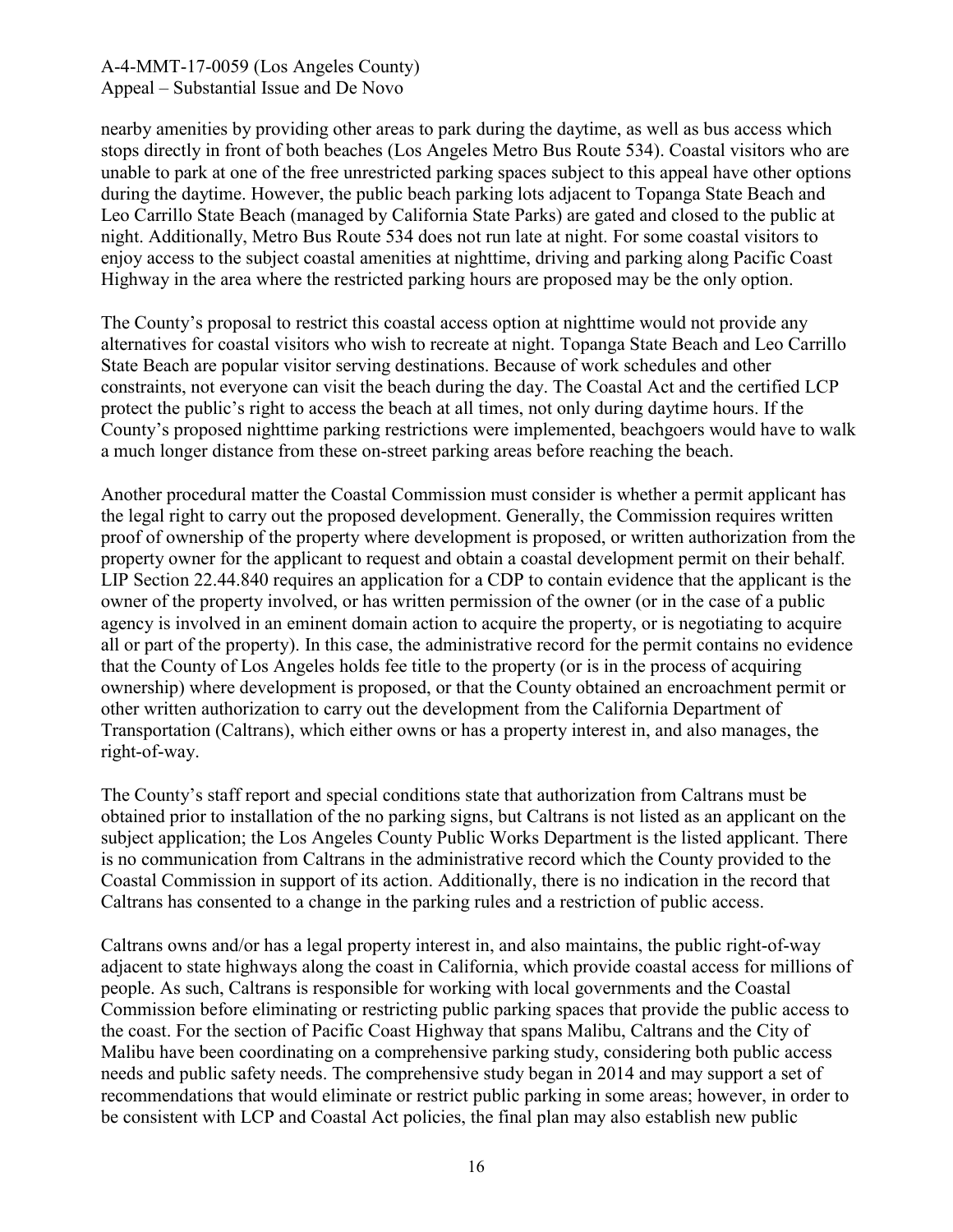nearby amenities by providing other areas to park during the daytime, as well as bus access which stops directly in front of both beaches (Los Angeles Metro Bus Route 534). Coastal visitors who are unable to park at one of the free unrestricted parking spaces subject to this appeal have other options during the daytime. However, the public beach parking lots adjacent to Topanga State Beach and Leo Carrillo State Beach (managed by California State Parks) are gated and closed to the public at night. Additionally, Metro Bus Route 534 does not run late at night. For some coastal visitors to enjoy access to the subject coastal amenities at nighttime, driving and parking along Pacific Coast Highway in the area where the restricted parking hours are proposed may be the only option.

The County's proposal to restrict this coastal access option at nighttime would not provide any alternatives for coastal visitors who wish to recreate at night. Topanga State Beach and Leo Carrillo State Beach are popular visitor serving destinations. Because of work schedules and other constraints, not everyone can visit the beach during the day. The Coastal Act and the certified LCP protect the public's right to access the beach at all times, not only during daytime hours. If the County's proposed nighttime parking restrictions were implemented, beachgoers would have to walk a much longer distance from these on-street parking areas before reaching the beach.

Another procedural matter the Coastal Commission must consider is whether a permit applicant has the legal right to carry out the proposed development. Generally, the Commission requires written proof of ownership of the property where development is proposed, or written authorization from the property owner for the applicant to request and obtain a coastal development permit on their behalf. LIP Section 22.44.840 requires an application for a CDP to contain evidence that the applicant is the owner of the property involved, or has written permission of the owner (or in the case of a public agency is involved in an eminent domain action to acquire the property, or is negotiating to acquire all or part of the property). In this case, the administrative record for the permit contains no evidence that the County of Los Angeles holds fee title to the property (or is in the process of acquiring ownership) where development is proposed, or that the County obtained an encroachment permit or other written authorization to carry out the development from the California Department of Transportation (Caltrans), which either owns or has a property interest in, and also manages, the right-of-way.

The County's staff report and special conditions state that authorization from Caltrans must be obtained prior to installation of the no parking signs, but Caltrans is not listed as an applicant on the subject application; the Los Angeles County Public Works Department is the listed applicant. There is no communication from Caltrans in the administrative record which the County provided to the Coastal Commission in support of its action. Additionally, there is no indication in the record that Caltrans has consented to a change in the parking rules and a restriction of public access.

Caltrans owns and/or has a legal property interest in, and also maintains, the public right-of-way adjacent to state highways along the coast in California, which provide coastal access for millions of people. As such, Caltrans is responsible for working with local governments and the Coastal Commission before eliminating or restricting public parking spaces that provide the public access to the coast. For the section of Pacific Coast Highway that spans Malibu, Caltrans and the City of Malibu have been coordinating on a comprehensive parking study, considering both public access needs and public safety needs. The comprehensive study began in 2014 and may support a set of recommendations that would eliminate or restrict public parking in some areas; however, in order to be consistent with LCP and Coastal Act policies, the final plan may also establish new public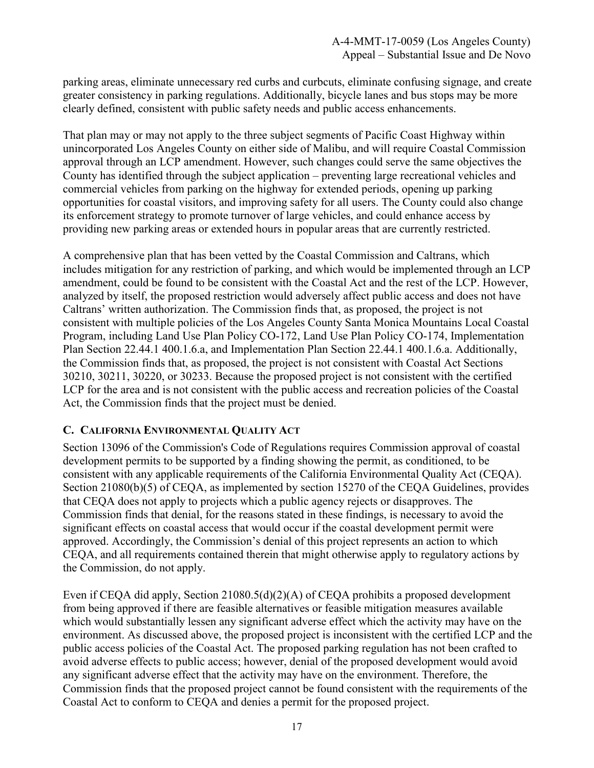parking areas, eliminate unnecessary red curbs and curbcuts, eliminate confusing signage, and create greater consistency in parking regulations. Additionally, bicycle lanes and bus stops may be more clearly defined, consistent with public safety needs and public access enhancements.

That plan may or may not apply to the three subject segments of Pacific Coast Highway within unincorporated Los Angeles County on either side of Malibu, and will require Coastal Commission approval through an LCP amendment. However, such changes could serve the same objectives the County has identified through the subject application – preventing large recreational vehicles and commercial vehicles from parking on the highway for extended periods, opening up parking opportunities for coastal visitors, and improving safety for all users. The County could also change its enforcement strategy to promote turnover of large vehicles, and could enhance access by providing new parking areas or extended hours in popular areas that are currently restricted.

A comprehensive plan that has been vetted by the Coastal Commission and Caltrans, which includes mitigation for any restriction of parking, and which would be implemented through an LCP amendment, could be found to be consistent with the Coastal Act and the rest of the LCP. However, analyzed by itself, the proposed restriction would adversely affect public access and does not have Caltrans' written authorization. The Commission finds that, as proposed, the project is not consistent with multiple policies of the Los Angeles County Santa Monica Mountains Local Coastal Program, including Land Use Plan Policy CO-172, Land Use Plan Policy CO-174, Implementation Plan Section 22.44.1 400.1.6.a, and Implementation Plan Section 22.44.1 400.1.6.a. Additionally, the Commission finds that, as proposed, the project is not consistent with Coastal Act Sections 30210, 30211, 30220, or 30233. Because the proposed project is not consistent with the certified LCP for the area and is not consistent with the public access and recreation policies of the Coastal Act, the Commission finds that the project must be denied.

## C. California Environmental Quality Act

Section 13096 of the Commission's Code of Regulations requires Commission approval of coastal development permits to be supported by a finding showing the permit, as conditioned, to be consistent with any applicable requirements of the California Environmental Quality Act (CEQA). Section 21080(b)(5) of CEQA, as implemented by section 15270 of the CEQA Guidelines, provides that CEQA does not apply to projects which a public agency rejects or disapproves. The Commission finds that denial, for the reasons stated in these findings, is necessary to avoid the significant effects on coastal access that would occur if the coastal development permit were approved. Accordingly, the Commission's denial of this project represents an action to which CEQA, and all requirements contained therein that might otherwise apply to regulatory actions by the Commission, do not apply.

Even if CEQA did apply, Section 21080.5(d)(2)(A) of CEQA prohibits a proposed development from being approved if there are feasible alternatives or feasible mitigation measures available which would substantially lessen any significant adverse effect which the activity may have on the environment. As discussed above, the proposed project is inconsistent with the certified LCP and the public access policies of the Coastal Act. The proposed parking regulation has not been crafted to avoid adverse effects to public access; however, denial of the proposed development would avoid any significant adverse effect that the activity may have on the environment. Therefore, the Commission finds that the proposed project cannot be found consistent with the requirements of the Coastal Act to conform to CEQA and denies a permit for the proposed project.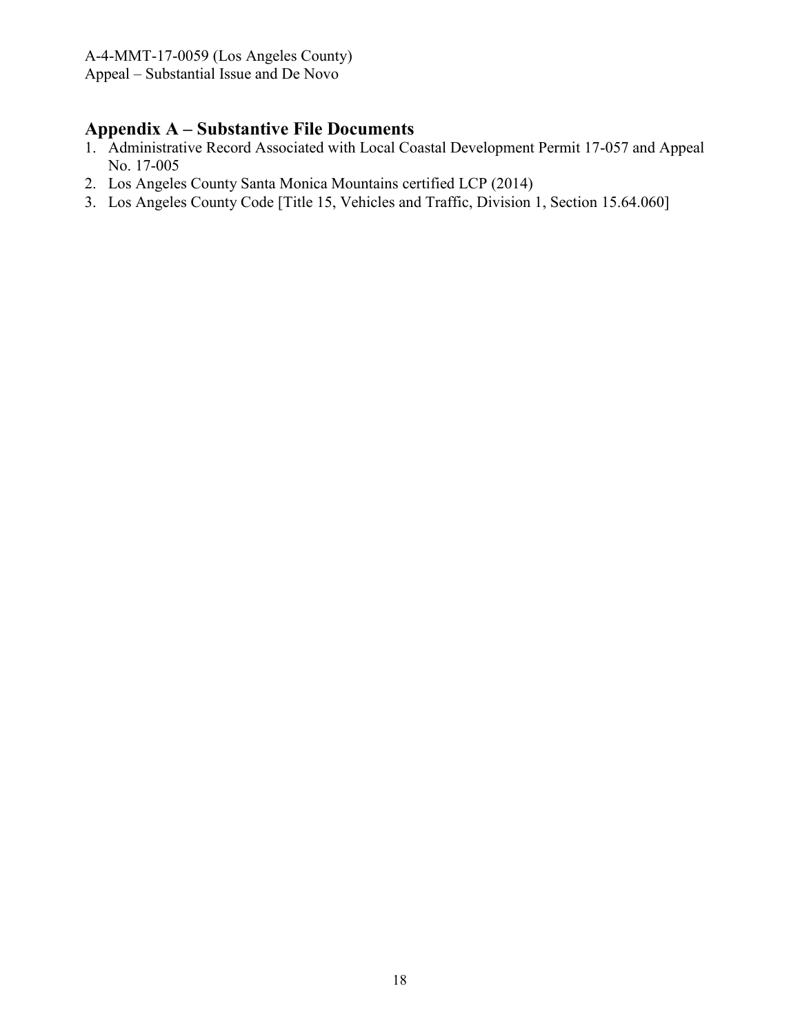## Appendix A – Substantive File Documents

1. Administrative Record Associated with Local Coastal Development Permit 17-057 and Appeal No. 17-005
2. Los Angeles County Santa Monica Mountains certified LCP (2014)
3. Los Angeles County Code [Title 15, Vehicles and Traffic, Division 1, Section 15.64.060]